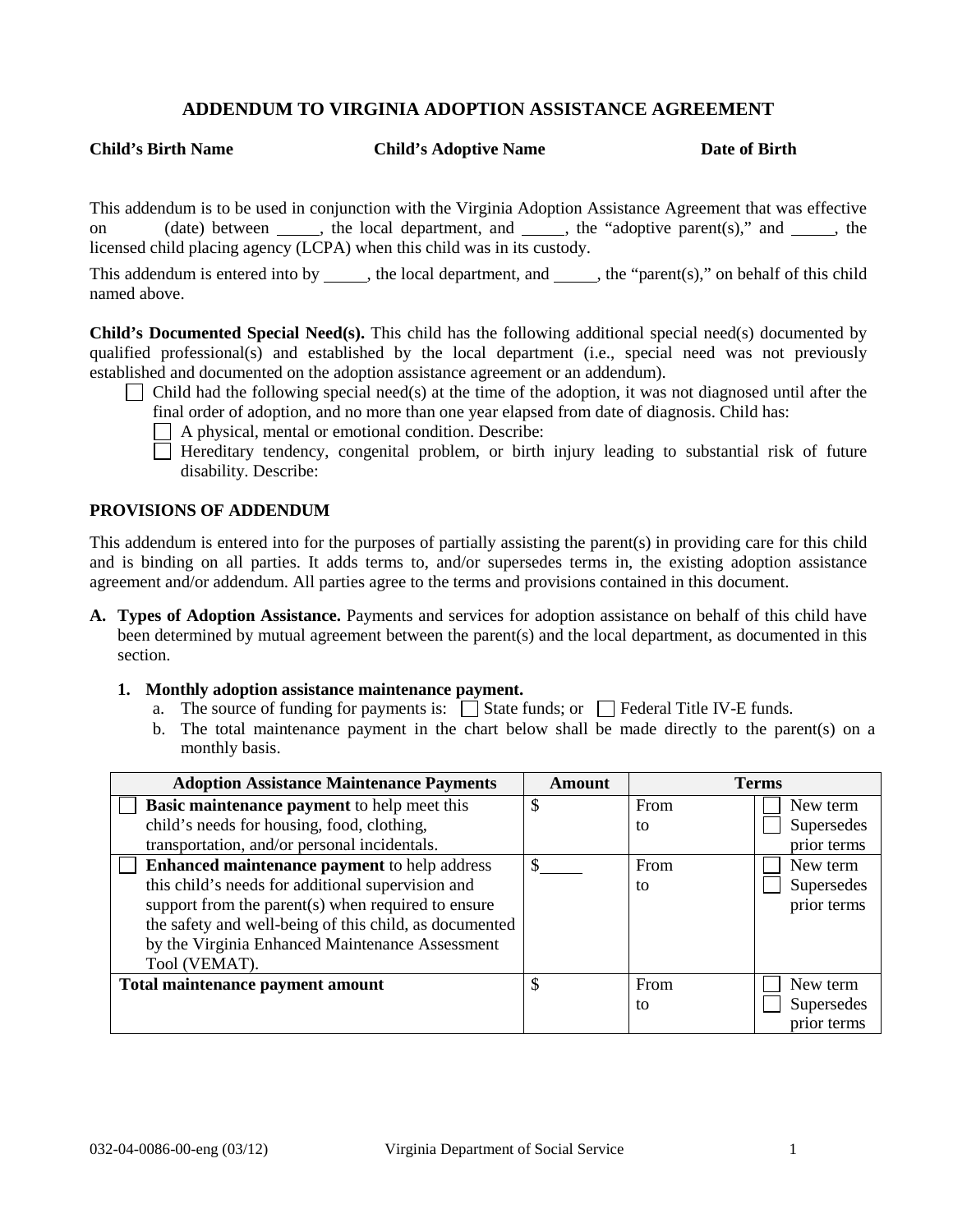# ADDENDUM TO VIRGINIA ADOPTION ASSISTANCE AGREEMENT

**Child's Birth Name** **Child's Adoptive Name** **Date of Birth**

This addendum is to be used in conjunction with the Virginia Adoption Assistance Agreement that was effective on (date) between \_\_\_\_\_, the local department, and \_\_\_\_\_, the "adoptive parent(s)," and \_\_\_\_\_, the licensed child placing agency (LCPA) when this child was in its custody.

This addendum is entered into by \_\_\_\_\_, the local department, and \_\_\_\_\_, the "parent(s)," on behalf of this child named above.

**Child's Documented Special Need(s).** This child has the following additional special need(s) documented by qualified professional(s) and established by the local department (i.e., special need was not previously established and documented on the adoption assistance agreement or an addendum).

- ☐ Child had the following special need(s) at the time of the adoption, it was not diagnosed until after the final order of adoption, and no more than one year elapsed from date of diagnosis. Child has:
  - ☐ A physical, mental or emotional condition. Describe:
  - ☐ Hereditary tendency, congenital problem, or birth injury leading to substantial risk of future disability. Describe:

## PROVISIONS OF ADDENDUM

This addendum is entered into for the purposes of partially assisting the parent(s) in providing care for this child and is binding on all parties. It adds terms to, and/or supersedes terms in, the existing adoption assistance agreement and/or addendum. All parties agree to the terms and provisions contained in this document.

**A. Types of Adoption Assistance.** Payments and services for adoption assistance on behalf of this child have been determined by mutual agreement between the parent(s) and the local department, as documented in this section.

**1. Monthly adoption assistance maintenance payment.**

a. The source of funding for payments is: ☐ State funds; or ☐ Federal Title IV-E funds.

b. The total maintenance payment in the chart below shall be made directly to the parent(s) on a monthly basis.

| Adoption Assistance Maintenance Payments | Amount | Terms | |
|---|---|---|---|
| ☐ **Basic maintenance payment** to help meet this child's needs for housing, food, clothing, transportation, and/or personal incidentals. | $ | From<br>to | ☐ New term<br>☐ Supersedes prior terms |
| ☐ **Enhanced maintenance payment** to help address this child's needs for additional supervision and support from the parent(s) when required to ensure the safety and well-being of this child, as documented by the Virginia Enhanced Maintenance Assessment Tool (VEMAT). | $\_\_\_\_\_ | From<br>to | ☐ New term<br>☐ Supersedes prior terms |
| **Total maintenance payment amount** | $ | From<br>to | ☐ New term<br>☐ Supersedes prior terms |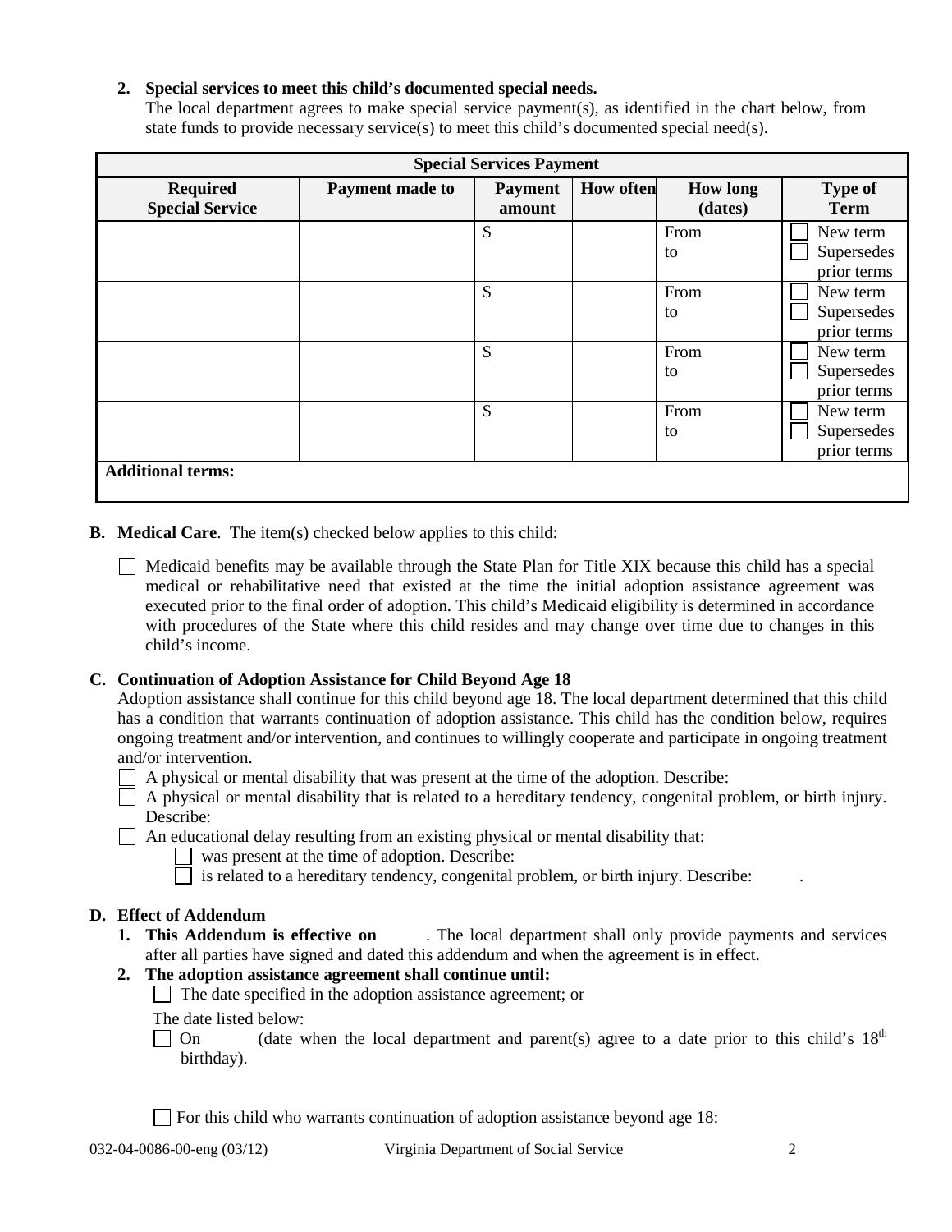**2. Special services to meet this child's documented special needs.**

The local department agrees to make special service payment(s), as identified in the chart below, from state funds to provide necessary service(s) to meet this child's documented special need(s).

| Special Services Payment | | | | | |
|---|---|---|---|---|---|
| **Required Special Service** | **Payment made to** | **Payment amount** | **How often** | **How long (dates)** | **Type of Term** |
| | | $ | | From to | ☐ New term ☐ Supersedes prior terms |
| | | $ | | From to | ☐ New term ☐ Supersedes prior terms |
| | | $ | | From to | ☐ New term ☐ Supersedes prior terms |
| | | $ | | From to | ☐ New term ☐ Supersedes prior terms |
| **Additional terms:** | | | | | |

**B. Medical Care**. The item(s) checked below applies to this child:

☐ Medicaid benefits may be available through the State Plan for Title XIX because this child has a special medical or rehabilitative need that existed at the time the initial adoption assistance agreement was executed prior to the final order of adoption. This child's Medicaid eligibility is determined in accordance with procedures of the State where this child resides and may change over time due to changes in this child's income.

**C. Continuation of Adoption Assistance for Child Beyond Age 18**

Adoption assistance shall continue for this child beyond age 18. The local department determined that this child has a condition that warrants continuation of adoption assistance. This child has the condition below, requires ongoing treatment and/or intervention, and continues to willingly cooperate and participate in ongoing treatment and/or intervention.

☐ A physical or mental disability that was present at the time of the adoption. Describe:

☐ A physical or mental disability that is related to a hereditary tendency, congenital problem, or birth injury. Describe:

☐ An educational delay resulting from an existing physical or mental disability that:

- ☐ was present at the time of adoption. Describe:
- ☐ is related to a hereditary tendency, congenital problem, or birth injury. Describe: .

**D. Effect of Addendum**

1. **This Addendum is effective on** . The local department shall only provide payments and services after all parties have signed and dated this addendum and when the agreement is in effect.
2. **The adoption assistance agreement shall continue until:**

   ☐ The date specified in the adoption assistance agreement; or

   The date listed below:

   ☐ On (date when the local department and parent(s) agree to a date prior to this child's $18^{th}$ birthday).

   ☐ For this child who warrants continuation of adoption assistance beyond age 18: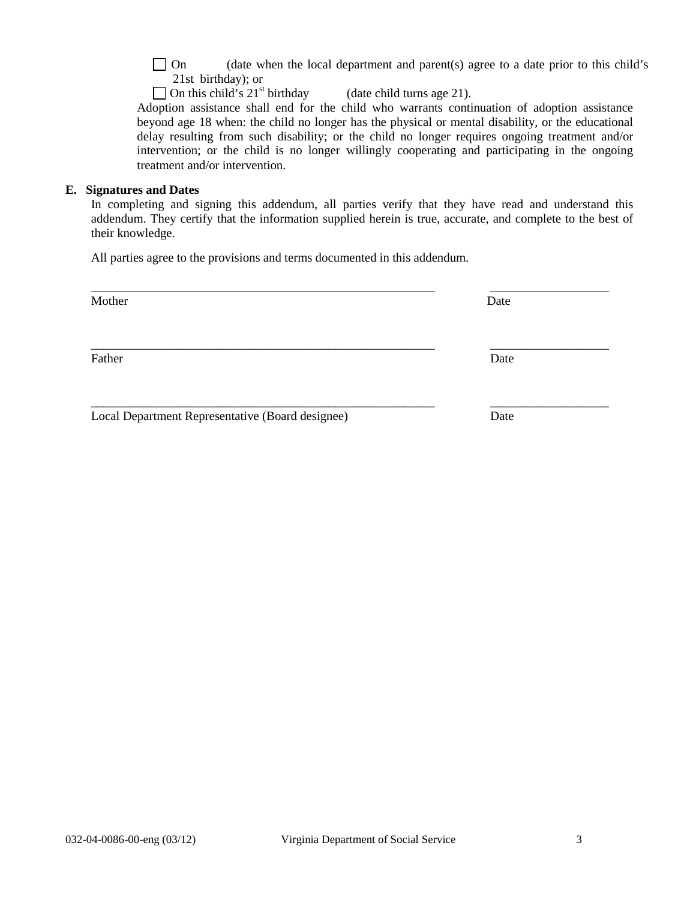- ☐ On (date when the local department and parent(s) agree to a date prior to this child's 21st birthday); or
- ☐ On this child's 21[st] birthday (date child turns age 21).

Adoption assistance shall end for the child who warrants continuation of adoption assistance beyond age 18 when: the child no longer has the physical or mental disability, or the educational delay resulting from such disability; or the child no longer requires ongoing treatment and/or intervention; or the child is no longer willingly cooperating and participating in the ongoing treatment and/or intervention.

**E. Signatures and Dates**

In completing and signing this addendum, all parties verify that they have read and understand this addendum. They certify that the information supplied herein is true, accurate, and complete to the best of their knowledge.

All parties agree to the provisions and terms documented in this addendum.

| | |
|---|---|
| ______________________________ | __________________ |
| Mother | Date |
| ______________________________ | __________________ |
| Father | Date |
| ______________________________ | __________________ |
| Local Department Representative (Board designee) | Date |

032-04-0086-00-eng (03/12) Virginia Department of Social Service